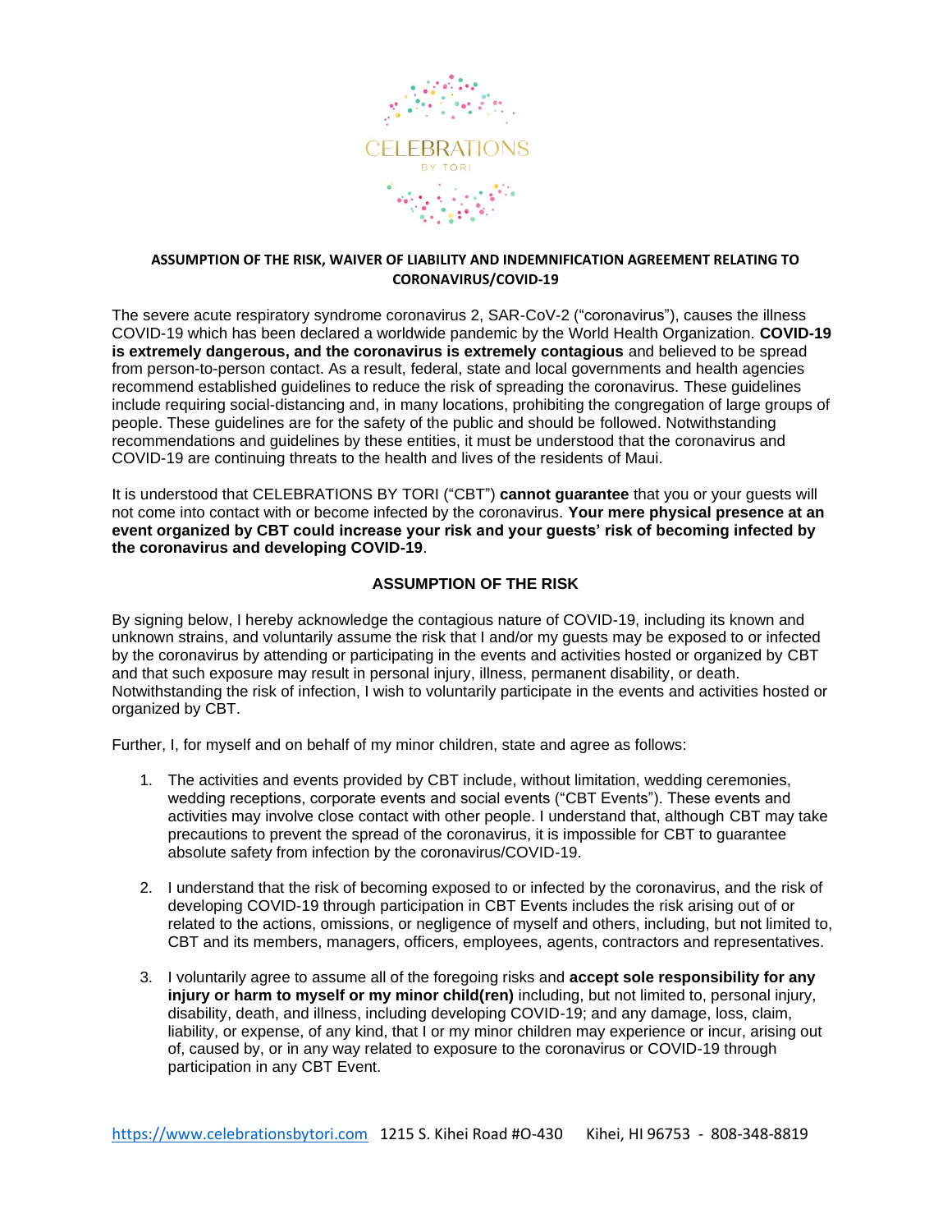CELEBRATIONS

BY TORI

**ASSUMPTION OF THE RISK, WAIVER OF LIABILITY AND INDEMNIFICATION AGREEMENT RELATING TO CORONAVIRUS/COVID-19**

The severe acute respiratory syndrome coronavirus 2, SAR-CoV-2 ("coronavirus"), causes the illness COVID-19 which has been declared a worldwide pandemic by the World Health Organization. **COVID-19 is extremely dangerous, and the coronavirus is extremely contagious** and believed to be spread from person-to-person contact. As a result, federal, state and local governments and health agencies recommend established guidelines to reduce the risk of spreading the coronavirus. These guidelines include requiring social-distancing and, in many locations, prohibiting the congregation of large groups of people. These guidelines are for the safety of the public and should be followed. Notwithstanding recommendations and guidelines by these entities, it must be understood that the coronavirus and COVID-19 are continuing threats to the health and lives of the residents of Maui.

It is understood that CELEBRATIONS BY TORI ("CBT") **cannot guarantee** that you or your guests will not come into contact with or become infected by the coronavirus. **Your mere physical presence at an event organized by CBT could increase your risk and your guests' risk of becoming infected by the coronavirus and developing COVID-19**.

**ASSUMPTION OF THE RISK**

By signing below, I hereby acknowledge the contagious nature of COVID-19, including its known and unknown strains, and voluntarily assume the risk that I and/or my guests may be exposed to or infected by the coronavirus by attending or participating in the events and activities hosted or organized by CBT and that such exposure may result in personal injury, illness, permanent disability, or death. Notwithstanding the risk of infection, I wish to voluntarily participate in the events and activities hosted or organized by CBT.

Further, I, for myself and on behalf of my minor children, state and agree as follows:

1. The activities and events provided by CBT include, without limitation, wedding ceremonies, wedding receptions, corporate events and social events ("CBT Events"). These events and activities may involve close contact with other people. I understand that, although CBT may take precautions to prevent the spread of the coronavirus, it is impossible for CBT to guarantee absolute safety from infection by the coronavirus/COVID-19.

2. I understand that the risk of becoming exposed to or infected by the coronavirus, and the risk of developing COVID-19 through participation in CBT Events includes the risk arising out of or related to the actions, omissions, or negligence of myself and others, including, but not limited to, CBT and its members, managers, officers, employees, agents, contractors and representatives.

3. I voluntarily agree to assume all of the foregoing risks and **accept sole responsibility for any injury or harm to myself or my minor child(ren)** including, but not limited to, personal injury, disability, death, and illness, including developing COVID-19; and any damage, loss, claim, liability, or expense, of any kind, that I or my minor children may experience or incur, arising out of, caused by, or in any way related to exposure to the coronavirus or COVID-19 through participation in any CBT Event.

https://www.celebrationsbytori.com 1215 S. Kihei Road #O-430 Kihei, HI 96753 - 808-348-8819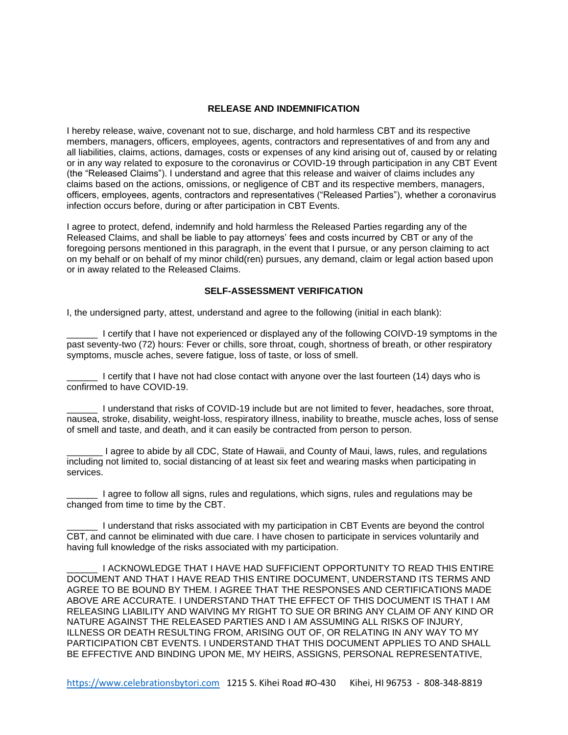## RELEASE AND INDEMNIFICATION

I hereby release, waive, covenant not to sue, discharge, and hold harmless CBT and its respective members, managers, officers, employees, agents, contractors and representatives of and from any and all liabilities, claims, actions, damages, costs or expenses of any kind arising out of, caused by or relating or in any way related to exposure to the coronavirus or COVID-19 through participation in any CBT Event (the "Released Claims"). I understand and agree that this release and waiver of claims includes any claims based on the actions, omissions, or negligence of CBT and its respective members, managers, officers, employees, agents, contractors and representatives ("Released Parties"), whether a coronavirus infection occurs before, during or after participation in CBT Events.

I agree to protect, defend, indemnify and hold harmless the Released Parties regarding any of the Released Claims, and shall be liable to pay attorneys' fees and costs incurred by CBT or any of the foregoing persons mentioned in this paragraph, in the event that I pursue, or any person claiming to act on my behalf or on behalf of my minor child(ren) pursues, any demand, claim or legal action based upon or in away related to the Released Claims.

## SELF-ASSESSMENT VERIFICATION

I, the undersigned party, attest, understand and agree to the following (initial in each blank):

______ I certify that I have not experienced or displayed any of the following COIVD-19 symptoms in the past seventy-two (72) hours: Fever or chills, sore throat, cough, shortness of breath, or other respiratory symptoms, muscle aches, severe fatigue, loss of taste, or loss of smell.

______ I certify that I have not had close contact with anyone over the last fourteen (14) days who is confirmed to have COVID-19.

______ I understand that risks of COVID-19 include but are not limited to fever, headaches, sore throat, nausea, stroke, disability, weight-loss, respiratory illness, inability to breathe, muscle aches, loss of sense of smell and taste, and death, and it can easily be contracted from person to person.

_______ I agree to abide by all CDC, State of Hawaii, and County of Maui, laws, rules, and regulations including not limited to, social distancing of at least six feet and wearing masks when participating in services.

______ I agree to follow all signs, rules and regulations, which signs, rules and regulations may be changed from time to time by the CBT.

______ I understand that risks associated with my participation in CBT Events are beyond the control CBT, and cannot be eliminated with due care. I have chosen to participate in services voluntarily and having full knowledge of the risks associated with my participation.

______ I ACKNOWLEDGE THAT I HAVE HAD SUFFICIENT OPPORTUNITY TO READ THIS ENTIRE DOCUMENT AND THAT I HAVE READ THIS ENTIRE DOCUMENT, UNDERSTAND ITS TERMS AND AGREE TO BE BOUND BY THEM. I AGREE THAT THE RESPONSES AND CERTIFICATIONS MADE ABOVE ARE ACCURATE. I UNDERSTAND THAT THE EFFECT OF THIS DOCUMENT IS THAT I AM RELEASING LIABILITY AND WAIVING MY RIGHT TO SUE OR BRING ANY CLAIM OF ANY KIND OR NATURE AGAINST THE RELEASED PARTIES AND I AM ASSUMING ALL RISKS OF INJURY, ILLNESS OR DEATH RESULTING FROM, ARISING OUT OF, OR RELATING IN ANY WAY TO MY PARTICIPATION CBT EVENTS. I UNDERSTAND THAT THIS DOCUMENT APPLIES TO AND SHALL BE EFFECTIVE AND BINDING UPON ME, MY HEIRS, ASSIGNS, PERSONAL REPRESENTATIVE,

https://www.celebrationsbytori.com 1215 S. Kihei Road #O-430 Kihei, HI 96753 - 808-348-8819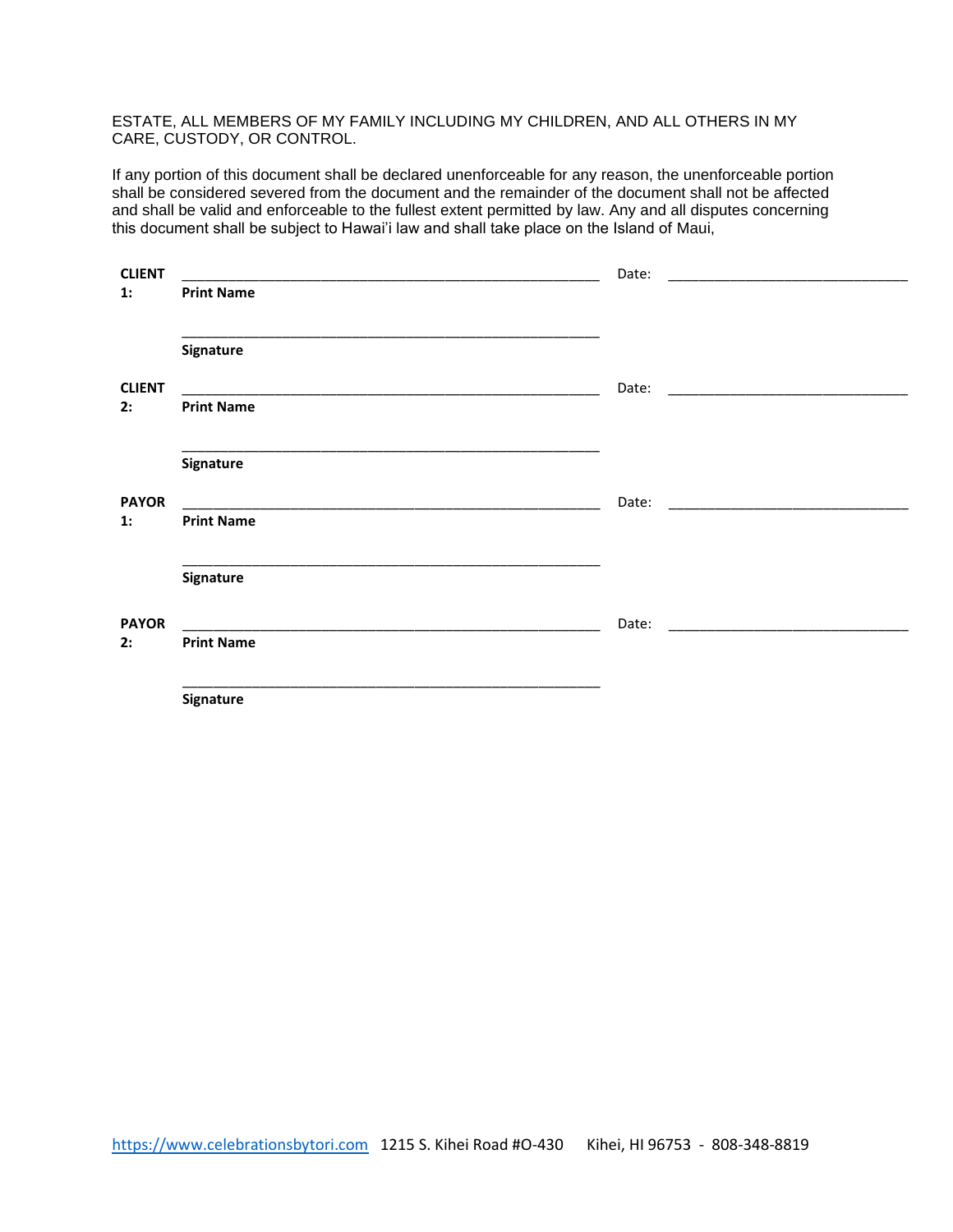ESTATE, ALL MEMBERS OF MY FAMILY INCLUDING MY CHILDREN, AND ALL OTHERS IN MY CARE, CUSTODY, OR CONTROL.

If any portion of this document shall be declared unenforceable for any reason, the unenforceable portion shall be considered severed from the document and the remainder of the document shall not be affected and shall be valid and enforceable to the fullest extent permitted by law. Any and all disputes concerning this document shall be subject to Hawai'i law and shall take place on the Island of Maui,

**CLIENT 1:** ______________________________ Date: ______________________________
**Print Name**

______________________________
**Signature**

**CLIENT 2:** ______________________________ Date: ______________________________
**Print Name**

______________________________
**Signature**

**PAYOR 1:** ______________________________ Date: ______________________________
**Print Name**

______________________________
**Signature**

**PAYOR 2:** ______________________________ Date: ______________________________
**Print Name**

______________________________
**Signature**

https://www.celebrationsbytori.com 1215 S. Kihei Road #O-430 Kihei, HI 96753 - 808-348-8819